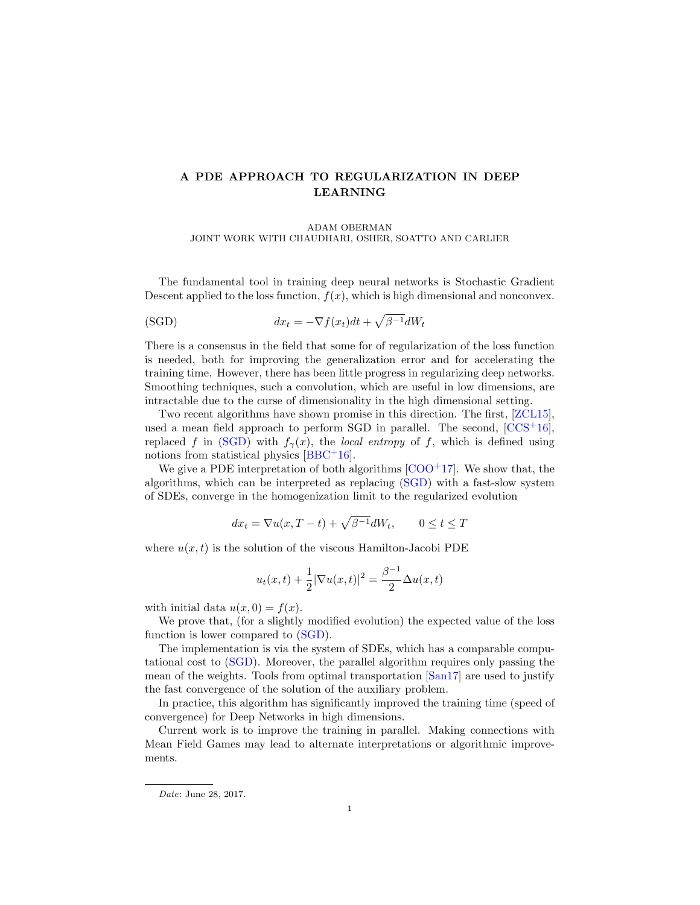# A PDE APPROACH TO REGULARIZATION IN DEEP LEARNING

ADAM OBERMAN
JOINT WORK WITH CHAUDHARI, OSHER, SOATTO AND CARLIER

The fundamental tool in training deep neural networks is Stochastic Gradient Descent applied to the loss function, $f(x)$, which is high dimensional and nonconvex.

$$dx_t = -\nabla f(x_t)dt + \sqrt{\beta^{-1}}dW_t \tag{SGD}$$

There is a consensus in the field that some for of regularization of the loss function is needed, both for improving the generalization error and for accelerating the training time. However, there has been little progress in regularizing deep networks. Smoothing techniques, such a convolution, which are useful in low dimensions, are intractable due to the curse of dimensionality in the high dimensional setting.

Two recent algorithms have shown promise in this direction. The first, [ZCL15], used a mean field approach to perform SGD in parallel. The second, [CCS+16], replaced $f$ in (SGD) with $f_\gamma(x)$, the *local entropy* of $f$, which is defined using notions from statistical physics [BBC+16].

We give a PDE interpretation of both algorithms [COO+17]. We show that, the algorithms, which can be interpreted as replacing (SGD) with a fast-slow system of SDEs, converge in the homogenization limit to the regularized evolution

$$dx_t = \nabla u(x, T-t) + \sqrt{\beta^{-1}}dW_t, \qquad 0 \le t \le T$$

where $u(x,t)$ is the solution of the viscous Hamilton-Jacobi PDE

$$u_t(x,t) + \frac{1}{2}|\nabla u(x,t)|^2 = \frac{\beta^{-1}}{2}\Delta u(x,t)$$

with initial data $u(x,0) = f(x)$.

We prove that, (for a slightly modified evolution) the expected value of the loss function is lower compared to (SGD).

The implementation is via the system of SDEs, which has a comparable computational cost to (SGD). Moreover, the parallel algorithm requires only passing the mean of the weights. Tools from optimal transportation [San17] are used to justify the fast convergence of the solution of the auxiliary problem.

In practice, this algorithm has significantly improved the training time (speed of convergence) for Deep Networks in high dimensions.

Current work is to improve the training in parallel. Making connections with Mean Field Games may lead to alternate interpretations or algorithmic improvements.

*Date*: June 28, 2017.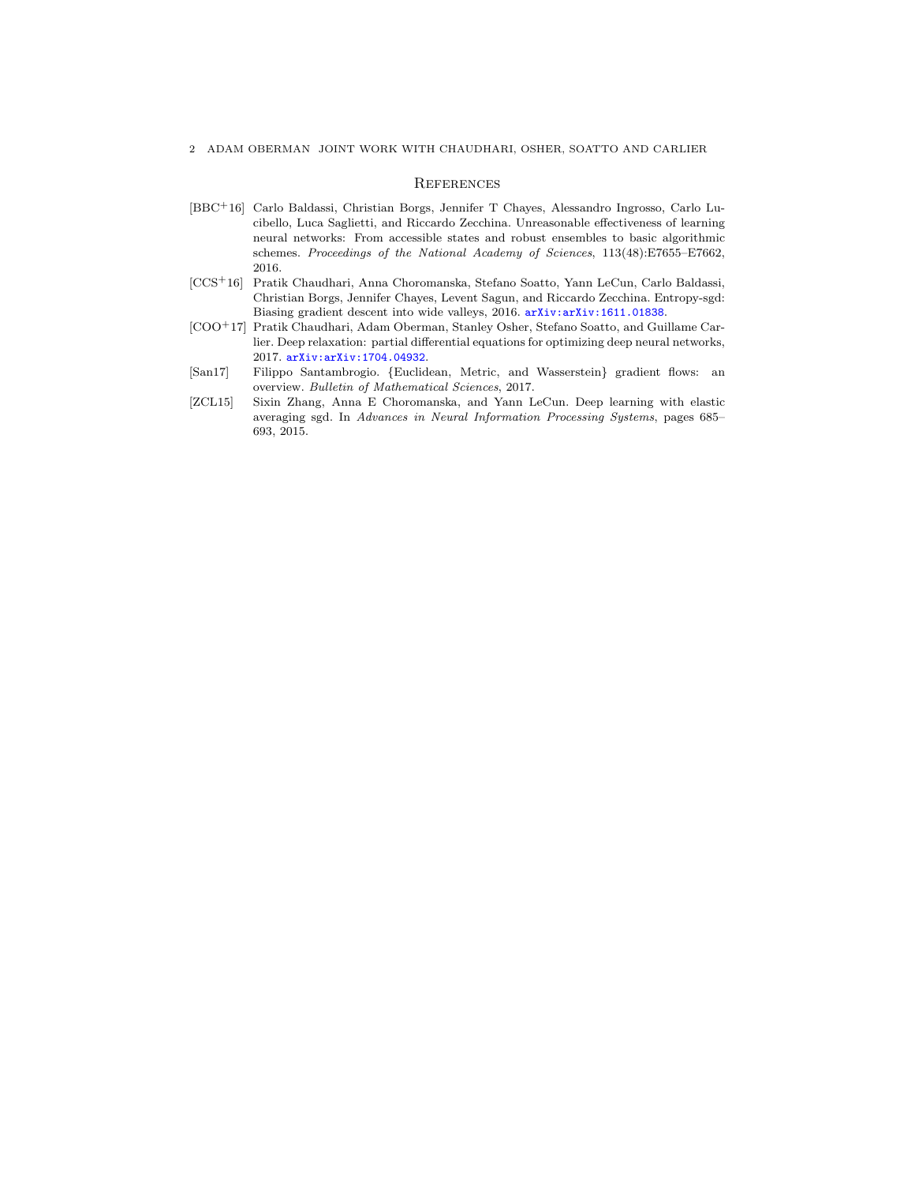## References

[BBC⁺16] Carlo Baldassi, Christian Borgs, Jennifer T Chayes, Alessandro Ingrosso, Carlo Lucibello, Luca Saglietti, and Riccardo Zecchina. Unreasonable effectiveness of learning neural networks: From accessible states and robust ensembles to basic algorithmic schemes. *Proceedings of the National Academy of Sciences*, 113(48):E7655–E7662, 2016.

[CCS⁺16] Pratik Chaudhari, Anna Choromanska, Stefano Soatto, Yann LeCun, Carlo Baldassi, Christian Borgs, Jennifer Chayes, Levent Sagun, and Riccardo Zecchina. Entropy-sgd: Biasing gradient descent into wide valleys, 2016. arXiv:arXiv:1611.01838.

[COO⁺17] Pratik Chaudhari, Adam Oberman, Stanley Osher, Stefano Soatto, and Guillame Carlier. Deep relaxation: partial differential equations for optimizing deep neural networks, 2017. arXiv:arXiv:1704.04932.

[San17] Filippo Santambrogio. {Euclidean, Metric, and Wasserstein} gradient flows: an overview. *Bulletin of Mathematical Sciences*, 2017.

[ZCL15] Sixin Zhang, Anna E Choromanska, and Yann LeCun. Deep learning with elastic averaging sgd. In *Advances in Neural Information Processing Systems*, pages 685–693, 2015.